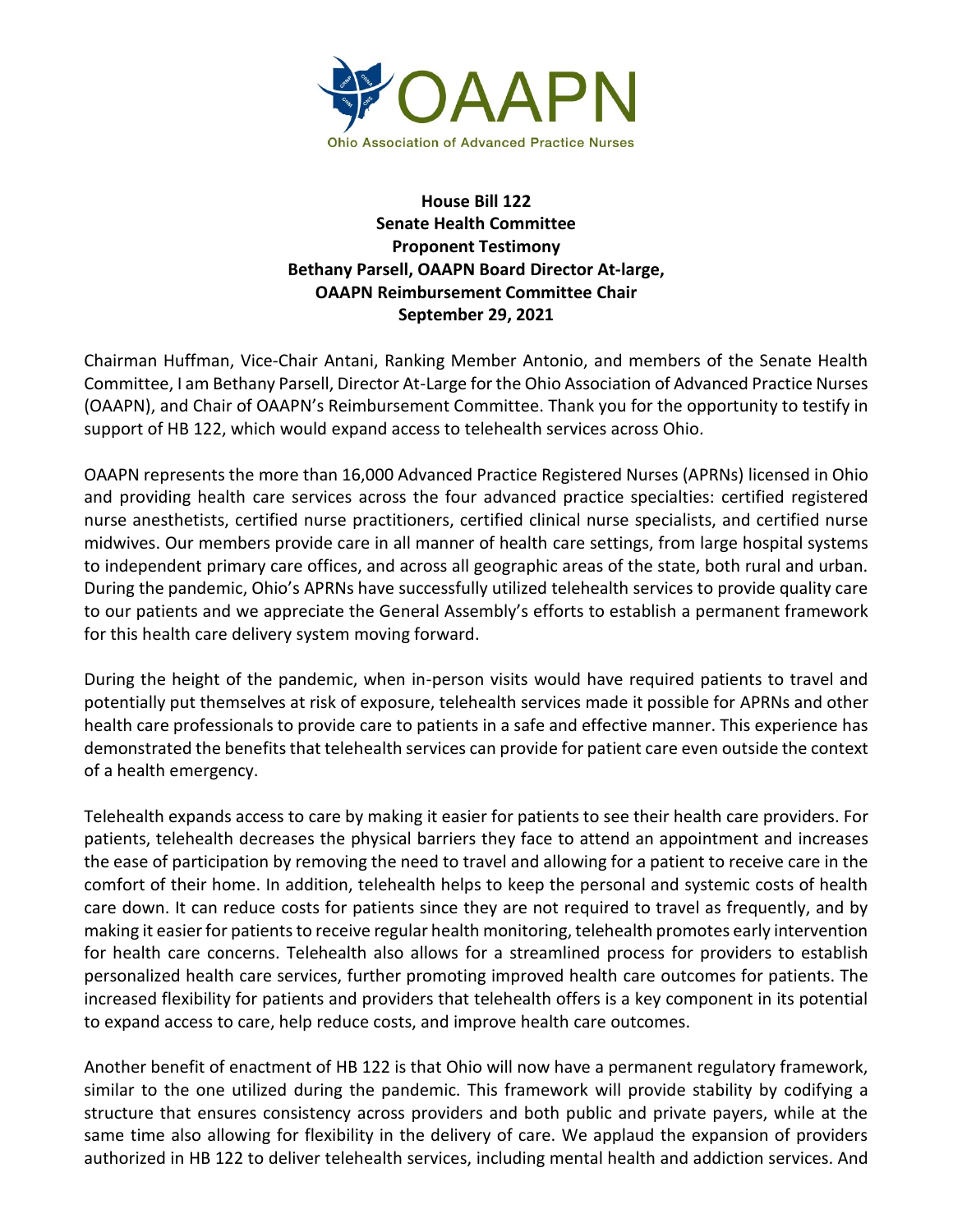OAAPN

Ohio Association of Advanced Practice Nurses

**House Bill 122**
**Senate Health Committee**
**Proponent Testimony**
**Bethany Parsell, OAAPN Board Director At-large,**
**OAAPN Reimbursement Committee Chair**
**September 29, 2021**

Chairman Huffman, Vice-Chair Antani, Ranking Member Antonio, and members of the Senate Health Committee, I am Bethany Parsell, Director At-Large for the Ohio Association of Advanced Practice Nurses (OAAPN), and Chair of OAAPN's Reimbursement Committee. Thank you for the opportunity to testify in support of HB 122, which would expand access to telehealth services across Ohio.

OAAPN represents the more than 16,000 Advanced Practice Registered Nurses (APRNs) licensed in Ohio and providing health care services across the four advanced practice specialties: certified registered nurse anesthetists, certified nurse practitioners, certified clinical nurse specialists, and certified nurse midwives. Our members provide care in all manner of health care settings, from large hospital systems to independent primary care offices, and across all geographic areas of the state, both rural and urban. During the pandemic, Ohio's APRNs have successfully utilized telehealth services to provide quality care to our patients and we appreciate the General Assembly's efforts to establish a permanent framework for this health care delivery system moving forward.

During the height of the pandemic, when in-person visits would have required patients to travel and potentially put themselves at risk of exposure, telehealth services made it possible for APRNs and other health care professionals to provide care to patients in a safe and effective manner. This experience has demonstrated the benefits that telehealth services can provide for patient care even outside the context of a health emergency.

Telehealth expands access to care by making it easier for patients to see their health care providers. For patients, telehealth decreases the physical barriers they face to attend an appointment and increases the ease of participation by removing the need to travel and allowing for a patient to receive care in the comfort of their home. In addition, telehealth helps to keep the personal and systemic costs of health care down. It can reduce costs for patients since they are not required to travel as frequently, and by making it easier for patients to receive regular health monitoring, telehealth promotes early intervention for health care concerns. Telehealth also allows for a streamlined process for providers to establish personalized health care services, further promoting improved health care outcomes for patients. The increased flexibility for patients and providers that telehealth offers is a key component in its potential to expand access to care, help reduce costs, and improve health care outcomes.

Another benefit of enactment of HB 122 is that Ohio will now have a permanent regulatory framework, similar to the one utilized during the pandemic. This framework will provide stability by codifying a structure that ensures consistency across providers and both public and private payers, while at the same time also allowing for flexibility in the delivery of care. We applaud the expansion of providers authorized in HB 122 to deliver telehealth services, including mental health and addiction services. And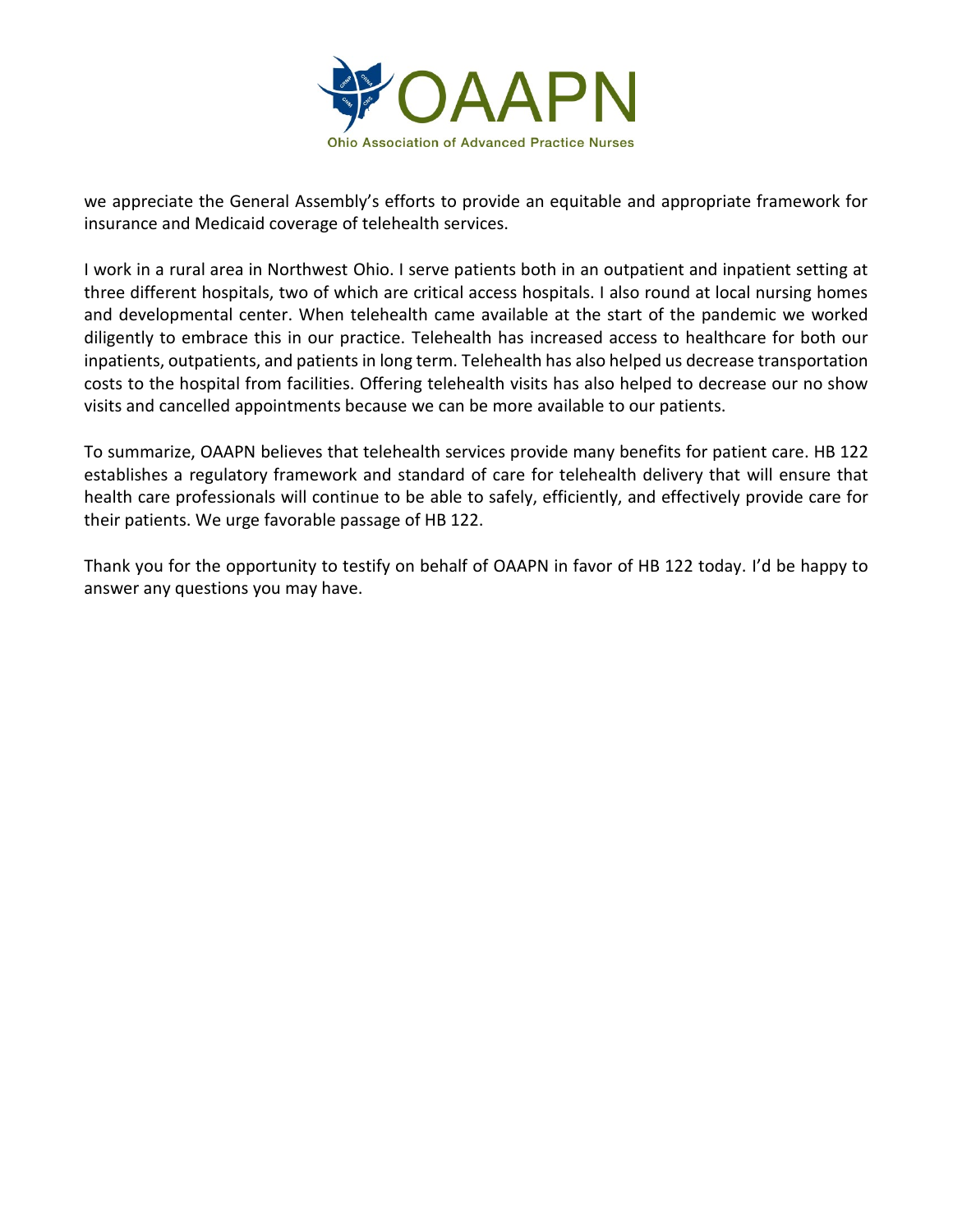we appreciate the General Assembly's efforts to provide an equitable and appropriate framework for insurance and Medicaid coverage of telehealth services.

I work in a rural area in Northwest Ohio. I serve patients both in an outpatient and inpatient setting at three different hospitals, two of which are critical access hospitals. I also round at local nursing homes and developmental center. When telehealth came available at the start of the pandemic we worked diligently to embrace this in our practice. Telehealth has increased access to healthcare for both our inpatients, outpatients, and patients in long term. Telehealth has also helped us decrease transportation costs to the hospital from facilities. Offering telehealth visits has also helped to decrease our no show visits and cancelled appointments because we can be more available to our patients.

To summarize, OAAPN believes that telehealth services provide many benefits for patient care. HB 122 establishes a regulatory framework and standard of care for telehealth delivery that will ensure that health care professionals will continue to be able to safely, efficiently, and effectively provide care for their patients. We urge favorable passage of HB 122.

Thank you for the opportunity to testify on behalf of OAAPN in favor of HB 122 today. I'd be happy to answer any questions you may have.